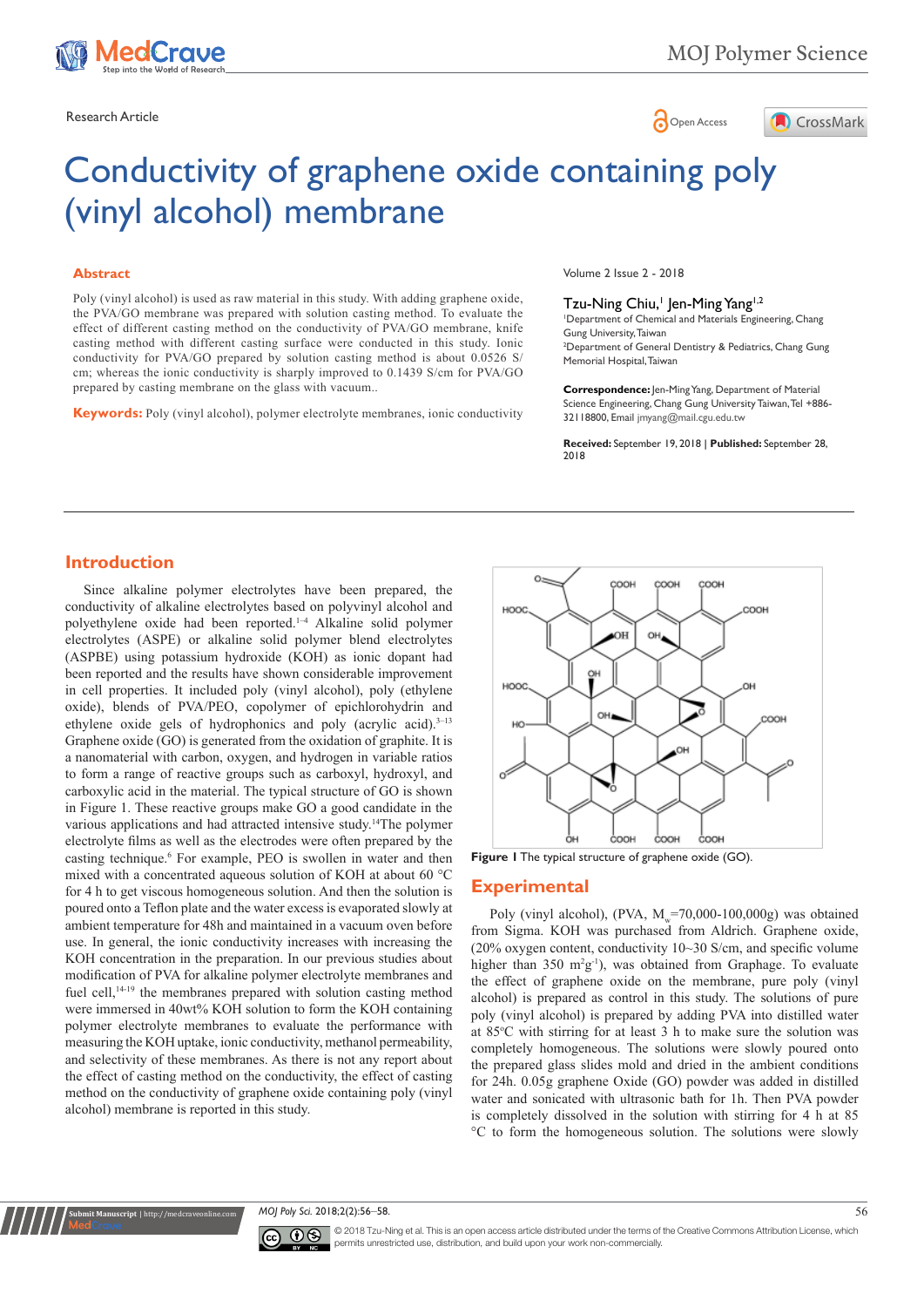Research Article

Open Access

# Conductivity of graphene oxide containing poly (vinyl alcohol) membrane

Volume 2 Issue 2 - 2018

Tzu-Ning Chiu,[1] Jen-Ming Yang[1,2]

[1]Department of Chemical and Materials Engineering, Chang Gung University, Taiwan
[2]Department of General Dentistry & Pediatrics, Chang Gung Memorial Hospital, Taiwan

**Correspondence:** Jen-Ming Yang, Department of Material Science Engineering, Chang Gung University Taiwan, Tel +886-3211 8800, Email jmyang@mail.cgu.edu.tw

**Received:** September 19, 2018 | **Published:** September 28, 2018

## Abstract

Poly (vinyl alcohol) is used as raw material in this study. With adding graphene oxide, the PVA/GO membrane was prepared with solution casting method. To evaluate the effect of different casting method on the conductivity of PVA/GO membrane, knife casting method with different casting surface were conducted in this study. Ionic conductivity for PVA/GO prepared by solution casting method is about 0.0526 S/cm; whereas the ionic conductivity is sharply improved to 0.1439 S/cm for PVA/GO prepared by casting membrane on the glass with vacuum..

**Keywords:** Poly (vinyl alcohol), polymer electrolyte membranes, ionic conductivity

## Introduction

Since alkaline polymer electrolytes have been prepared, the conductivity of alkaline electrolytes based on polyvinyl alcohol and polyethylene oxide had been reported.[1–4] Alkaline solid polymer electrolytes (ASPE) or alkaline solid polymer blend electrolytes (ASPBE) using potassium hydroxide (KOH) as ionic dopant had been reported and the results have shown considerable improvement in cell properties. It included poly (vinyl alcohol), poly (ethylene oxide), blends of PVA/PEO, copolymer of epichlorohydrin and ethylene oxide gels of hydrophonics and poly (acrylic acid).[5–13] Graphene oxide (GO) is generated from the oxidation of graphite. It is a nanomaterial with carbon, oxygen, and hydrogen in variable ratios to form a range of reactive groups such as carboxyl, hydroxyl, and carboxylic acid in the material. The typical structure of GO is shown in Figure 1. These reactive groups make GO a good candidate in the various applications and had attracted intensive study.[14]The polymer electrolyte films as well as the electrodes were often prepared by the casting technique.[6] For example, PEO is swollen in water and then mixed with a concentrated aqueous solution of KOH at about 60 °C for 4 h to get viscous homogeneous solution. And then the solution is poured onto a Teflon plate and the water excess is evaporated slowly at ambient temperature for 48h and maintained in a vacuum oven before use. In general, the ionic conductivity increases with increasing the KOH concentration in the preparation. In our previous studies about modification of PVA for alkaline polymer electrolyte membranes and fuel cell,[14–19] the membranes prepared with solution casting method were immersed in 40wt% KOH solution to form the KOH containing polymer electrolyte membranes to evaluate the performance with measuring the KOH uptake, ionic conductivity, methanol permeability, and selectivity of these membranes. As there is not any report about the effect of casting method on the conductivity, the effect of casting method on the conductivity of graphene oxide containing poly (vinyl alcohol) membrane is reported in this study.

**Figure 1** The typical structure of graphene oxide (GO).

## Experimental

Poly (vinyl alcohol), (PVA, $M_w$=70,000-100,000g) was obtained from Sigma. KOH was purchased from Aldrich. Graphene oxide, (20% oxygen content, conductivity 10~30 S/cm, and specific volume higher than 350 $m^2g^{-1}$), was obtained from Graphage. To evaluate the effect of graphene oxide on the membrane, pure poly (vinyl alcohol) is prepared as control in this study. The solutions of pure poly (vinyl alcohol) is prepared by adding PVA into distilled water at 85°C with stirring for at least 3 h to make sure the solution was completely homogeneous. The solutions were slowly poured onto the prepared glass slides mold and dried in the ambient conditions for 24h. 0.05g graphene Oxide (GO) powder was added in distilled water and sonicated with ultrasonic bath for 1h. Then PVA powder is completely dissolved in the solution with stirring for 4 h at 85 °C to form the homogeneous solution. The solutions were slowly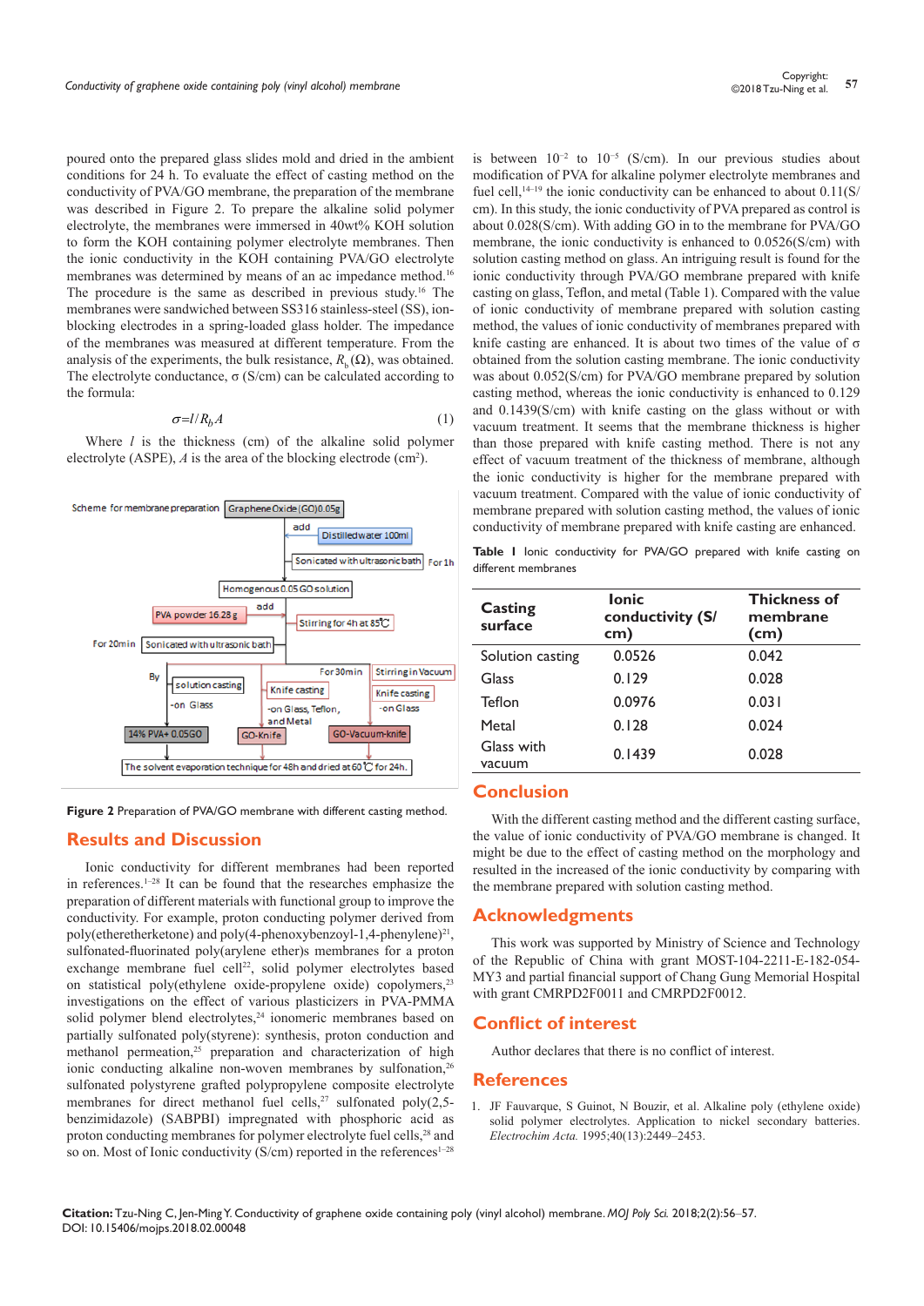poured onto the prepared glass slides mold and dried in the ambient conditions for 24 h. To evaluate the effect of casting method on the conductivity of PVA/GO membrane, the preparation of the membrane was described in Figure 2. To prepare the alkaline solid polymer electrolyte, the membranes were immersed in 40wt% KOH solution to form the KOH containing polymer electrolyte membranes. Then the ionic conductivity in the KOH containing PVA/GO electrolyte membranes was determined by means of an ac impedance method.[16] The procedure is the same as described in previous study.[16] The membranes were sandwiched between SS316 stainless-steel (SS), ion-blocking electrodes in a spring-loaded glass holder. The impedance of the membranes was measured at different temperature. From the analysis of the experiments, the bulk resistance, $R_b$ (Ω), was obtained. The electrolyte conductance, σ (S/cm) can be calculated according to the formula:

$$\sigma = l/R_b A \quad (1)$$

Where $l$ is the thickness (cm) of the alkaline solid polymer electrolyte (ASPE), $A$ is the area of the blocking electrode ($cm^2$).

**Figure 2** Preparation of PVA/GO membrane with different casting method.

## Results and Discussion

Ionic conductivity for different membranes had been reported in references.[1–28] It can be found that the researches emphasize the preparation of different materials with functional group to improve the conductivity. For example, proton conducting polymer derived from poly(etheretherketone) and poly(4-phenoxybenzoyl-1,4-phenylene)[21], sulfonated-fluorinated poly(arylene ether)s membranes for a proton exchange membrane fuel cell[22], solid polymer electrolytes based on statistical poly(ethylene oxide-propylene oxide) copolymers,[23] investigations on the effect of various plasticizers in PVA-PMMA solid polymer blend electrolytes,[24] ionomeric membranes based on partially sulfonated poly(styrene): synthesis, proton conduction and methanol permeation,[25] preparation and characterization of high ionic conducting alkaline non-woven membranes by sulfonation,[26] sulfonated polystyrene grafted polypropylene composite electrolyte membranes for direct methanol fuel cells,[27] sulfonated poly(2,5-benzimidazole) (SABPBI) impregnated with phosphoric acid as proton conducting membranes for polymer electrolyte fuel cells,[28] and so on. Most of Ionic conductivity (S/cm) reported in the references[1–28] is between $10^{-2}$ to $10^{-5}$ (S/cm). In our previous studies about modification of PVA for alkaline polymer electrolyte membranes and fuel cell,[14–19] the ionic conductivity can be enhanced to about 0.11(S/cm). In this study, the ionic conductivity of PVA prepared as control is about 0.028(S/cm). With adding GO in to the membrane for PVA/GO membrane, the ionic conductivity is enhanced to 0.0526(S/cm) with solution casting method on glass. An intriguing result is found for the ionic conductivity through PVA/GO membrane prepared with knife casting on glass, Teflon, and metal (Table 1). Compared with the value of ionic conductivity of membrane prepared with solution casting method, the values of ionic conductivity of membranes prepared with knife casting are enhanced. It is about two times of the value of σ obtained from the solution casting membrane. The ionic conductivity was about 0.052(S/cm) for PVA/GO membrane prepared by solution casting method, whereas the ionic conductivity is enhanced to 0.129 and 0.1439(S/cm) with knife casting on the glass without or with vacuum treatment. It seems that the membrane thickness is higher than those prepared with knife casting method. There is not any effect of vacuum treatment of the thickness of membrane, although the ionic conductivity is higher for the membrane prepared with vacuum treatment. Compared with the value of ionic conductivity of membrane prepared with solution casting method, the values of ionic conductivity of membrane prepared with knife casting are enhanced.

**Table 1** Ionic conductivity for PVA/GO prepared with knife casting on different membranes

| Casting surface | Ionic conductivity (S/cm) | Thickness of membrane (cm) |
|---|---|---|
| Solution casting | 0.0526 | 0.042 |
| Glass | 0.129 | 0.028 |
| Teflon | 0.0976 | 0.031 |
| Metal | 0.128 | 0.024 |
| Glass with vacuum | 0.1439 | 0.028 |

## Conclusion

With the different casting method and the different casting surface, the value of ionic conductivity of PVA/GO membrane is changed. It might be due to the effect of casting method on the morphology and resulted in the increased of the ionic conductivity by comparing with the membrane prepared with solution casting method.

## Acknowledgments

This work was supported by Ministry of Science and Technology of the Republic of China with grant MOST-104-2211-E-182-054-MY3 and partial financial support of Chang Gung Memorial Hospital with grant CMRPD2F0011 and CMRPD2F0012.

## Conflict of interest

Author declares that there is no conflict of interest.

## References

1. JF Fauvarque, S Guinot, N Bouzir, et al. Alkaline poly (ethylene oxide) solid polymer electrolytes. Application to nickel secondary batteries. *Electrochim Acta.* 1995;40(13):2449–2453.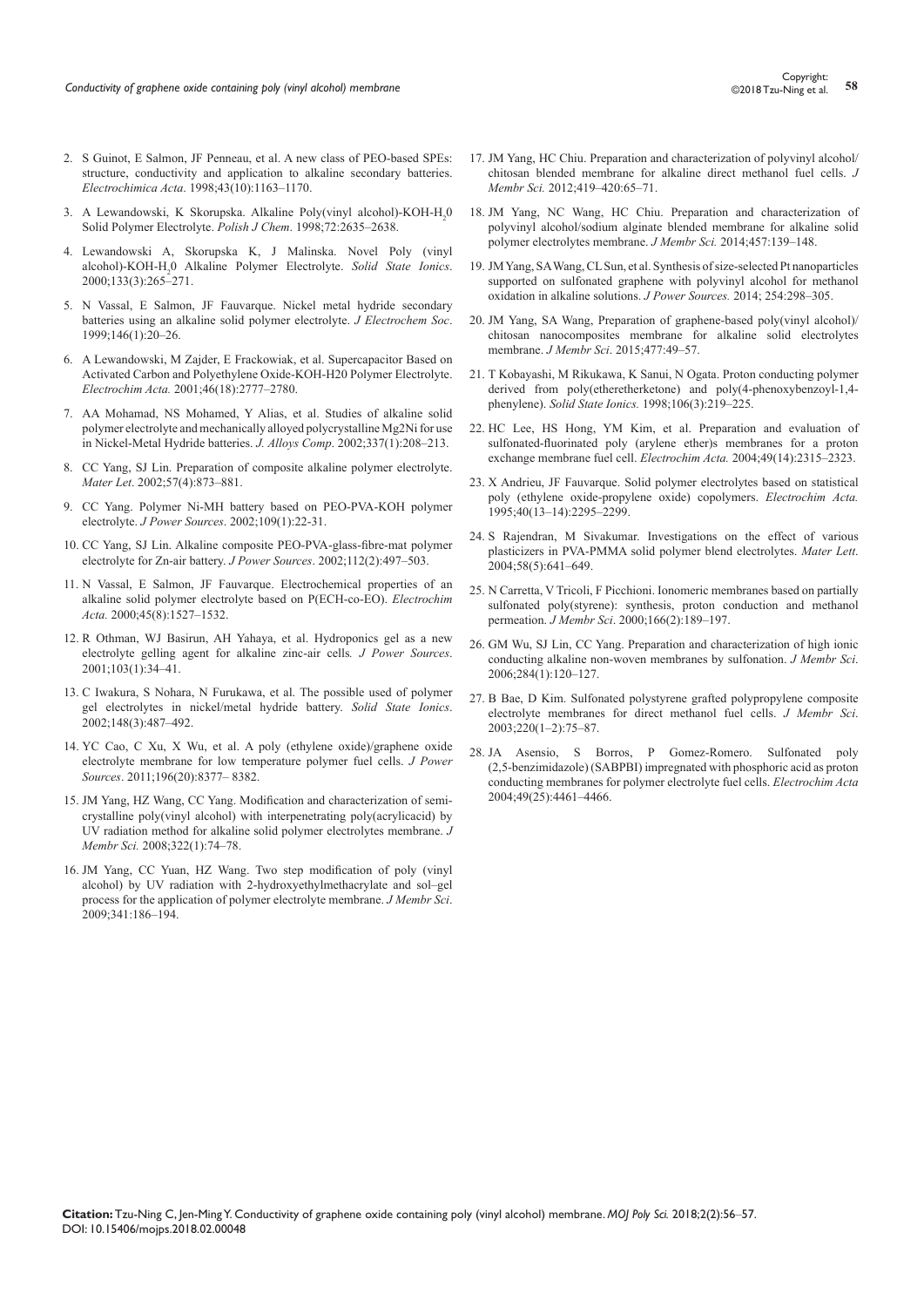2. S Guinot, E Salmon, JF Penneau, et al. A new class of PEO-based SPEs: structure, conductivity and application to alkaline secondary batteries. *Electrochimica Acta*. 1998;43(10):1163–1170.

3. A Lewandowski, K Skorupska. Alkaline Poly(vinyl alcohol)-KOH-$H_2$0 Solid Polymer Electrolyte. *Polish J Chem*. 1998;72:2635–2638.

4. Lewandowski A, Skorupska K, J Malinska. Novel Poly (vinyl alcohol)-KOH-$H_2$0 Alkaline Polymer Electrolyte. *Solid State Ionics*. 2000;133(3):265–271.

5. N Vassal, E Salmon, JF Fauvarque. Nickel metal hydride secondary batteries using an alkaline solid polymer electrolyte. *J Electrochem Soc*. 1999;146(1):20–26.

6. A Lewandowski, M Zajder, E Frackowiak, et al. Supercapacitor Based on Activated Carbon and Polyethylene Oxide-KOH-H20 Polymer Electrolyte. *Electrochim Acta.* 2001;46(18):2777–2780.

7. AA Mohamad, NS Mohamed, Y Alias, et al. Studies of alkaline solid polymer electrolyte and mechanically alloyed polycrystalline Mg2Ni for use in Nickel-Metal Hydride batteries. *J. Alloys Comp*. 2002;337(1):208–213.

8. CC Yang, SJ Lin. Preparation of composite alkaline polymer electrolyte. *Mater Let*. 2002;57(4):873–881.

9. CC Yang. Polymer Ni-MH battery based on PEO-PVA-KOH polymer electrolyte. *J Power Sources*. 2002;109(1):22-31.

10. CC Yang, SJ Lin. Alkaline composite PEO-PVA-glass-fibre-mat polymer electrolyte for Zn-air battery. *J Power Sources*. 2002;112(2):497–503.

11. N Vassal, E Salmon, JF Fauvarque. Electrochemical properties of an alkaline solid polymer electrolyte based on P(ECH-co-EO). *Electrochim Acta.* 2000;45(8):1527–1532.

12. R Othman, WJ Basirun, AH Yahaya, et al. Hydroponics gel as a new electrolyte gelling agent for alkaline zinc-air cells*. J Power Sources*. 2001;103(1):34–41.

13. C Iwakura, S Nohara, N Furukawa, et al. The possible used of polymer gel electrolytes in nickel/metal hydride battery. *Solid State Ionics*. 2002;148(3):487–492.

14. YC Cao, C Xu, X Wu, et al. A poly (ethylene oxide)/graphene oxide electrolyte membrane for low temperature polymer fuel cells. *J Power Sources*. 2011;196(20):8377– 8382.

15. JM Yang, HZ Wang, CC Yang. Modification and characterization of semi-crystalline poly(vinyl alcohol) with interpenetrating poly(acrylicacid) by UV radiation method for alkaline solid polymer electrolytes membrane. *J Membr Sci.* 2008;322(1):74–78.

16. JM Yang, CC Yuan, HZ Wang. Two step modification of poly (vinyl alcohol) by UV radiation with 2-hydroxyethylmethacrylate and sol–gel process for the application of polymer electrolyte membrane. *J Membr Sci*. 2009;341:186–194.

17. JM Yang, HC Chiu. Preparation and characterization of polyvinyl alcohol/chitosan blended membrane for alkaline direct methanol fuel cells. *J Membr Sci.* 2012;419–420:65–71.

18. JM Yang, NC Wang, HC Chiu. Preparation and characterization of polyvinyl alcohol/sodium alginate blended membrane for alkaline solid polymer electrolytes membrane. *J Membr Sci.* 2014;457:139–148.

19. JM Yang, SA Wang, CL Sun, et al. Synthesis of size-selected Pt nanoparticles supported on sulfonated graphene with polyvinyl alcohol for methanol oxidation in alkaline solutions. *J Power Sources.* 2014; 254:298–305.

20. JM Yang, SA Wang, Preparation of graphene-based poly(vinyl alcohol)/chitosan nanocomposites membrane for alkaline solid electrolytes membrane. *J Membr Sci*. 2015;477:49–57.

21. T Kobayashi, M Rikukawa, K Sanui, N Ogata. Proton conducting polymer derived from poly(etheretherketone) and poly(4-phenoxybenzoyl-1,4-phenylene). *Solid State Ionics.* 1998;106(3):219–225.

22. HC Lee, HS Hong, YM Kim, et al. Preparation and evaluation of sulfonated-fluorinated poly (arylene ether)s membranes for a proton exchange membrane fuel cell. *Electrochim Acta.* 2004;49(14):2315–2323.

23. X Andrieu, JF Fauvarque. Solid polymer electrolytes based on statistical poly (ethylene oxide-propylene oxide) copolymers. *Electrochim Acta.* 1995;40(13–14):2295–2299.

24. S Rajendran, M Sivakumar. Investigations on the effect of various plasticizers in PVA-PMMA solid polymer blend electrolytes. *Mater Lett*. 2004;58(5):641–649.

25. N Carretta, V Tricoli, F Picchioni. Ionomeric membranes based on partially sulfonated poly(styrene): synthesis, proton conduction and methanol permeation. *J Membr Sci*. 2000;166(2):189–197.

26. GM Wu, SJ Lin, CC Yang. Preparation and characterization of high ionic conducting alkaline non-woven membranes by sulfonation. *J Membr Sci*. 2006;284(1):120–127.

27. B Bae, D Kim. Sulfonated polystyrene grafted polypropylene composite electrolyte membranes for direct methanol fuel cells. *J Membr Sci*. 2003;220(1–2):75–87.

28. JA Asensio, S Borros, P Gomez-Romero. Sulfonated poly (2,5-benzimidazole) (SABPBI) impregnated with phosphoric acid as proton conducting membranes for polymer electrolyte fuel cells. *Electrochim Acta* 2004;49(25):4461–4466.